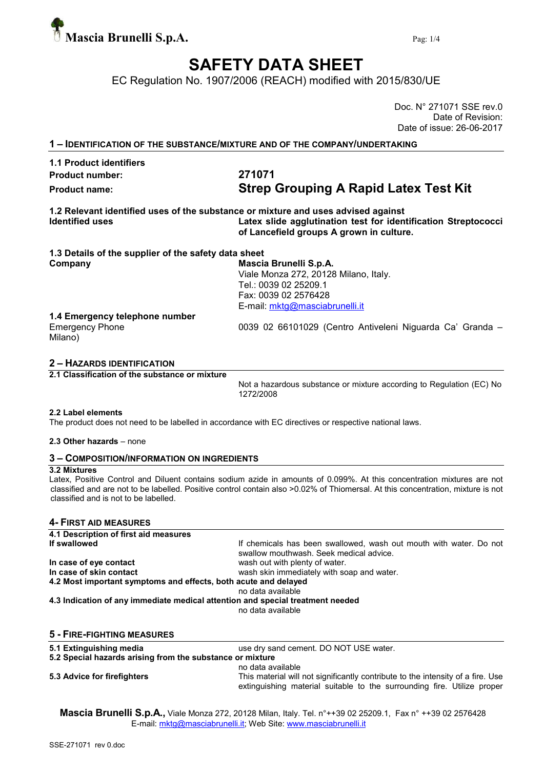**Mascia Brunelli S.p.A.**

# SAFETY DATA SHEET

EC Regulation No. 1907/2006 (REACH) modified with 2015/830/UE

Doc. N° 271071 SSE rev.0
Date of Revision:
Date of issue: 26-06-2017

## 1 – IDENTIFICATION OF THE SUBSTANCE/MIXTURE AND OF THE COMPANY/UNDERTAKING

**1.1 Product identifiers**

**Product number:** **271071**

**Product name:** **Strep Grouping A Rapid Latex Test Kit**

**1.2 Relevant identified uses of the substance or mixture and uses advised against**

**Identified uses** — **Latex slide agglutination test for identification Streptococci of Lancefield groups A grown in culture.**

**1.3 Details of the supplier of the safety data sheet**

**Company** — **Mascia Brunelli S.p.A.**
Viale Monza 272, 20128 Milano, Italy.
Tel.: 0039 02 25209.1
Fax: 0039 02 2576428
E-mail: mktg@masciabrunelli.it

**1.4 Emergency telephone number**

Emergency Phone — 0039 02 66101029 (Centro Antiveleni Niguarda Ca' Granda – Milano)

## 2 – HAZARDS IDENTIFICATION

**2.1 Classification of the substance or mixture**

Not a hazardous substance or mixture according to Regulation (EC) No 1272/2008

**2.2 Label elements**

The product does not need to be labelled in accordance with EC directives or respective national laws.

**2.3 Other hazards** – none

## 3 – COMPOSITION/INFORMATION ON INGREDIENTS

**3.2 Mixtures**

Latex, Positive Control and Diluent contains sodium azide in amounts of 0.099%. At this concentration mixtures are not classified and are not to be labelled. Positive control contain also >0.02% of Thiomersal. At this concentration, mixture is not classified and is not to be labelled.

## 4- FIRST AID MEASURES

**4.1 Description of first aid measures**

**If swallowed** — If chemicals has been swallowed, wash out mouth with water. Do not swallow mouthwash. Seek medical advice.

**In case of eye contact** — wash out with plenty of water.

**In case of skin contact** — wash skin immediately with soap and water.

**4.2 Most important symptoms and effects, both acute and delayed**

no data available

**4.3 Indication of any immediate medical attention and special treatment needed**

no data available

## 5 - FIRE-FIGHTING MEASURES

**5.1 Extinguishing media** — use dry sand cement. DO NOT USE water.

**5.2 Special hazards arising from the substance or mixture**

no data available

**5.3 Advice for firefighters** — This material will not significantly contribute to the intensity of a fire. Use extinguishing material suitable to the surrounding fire. Utilize proper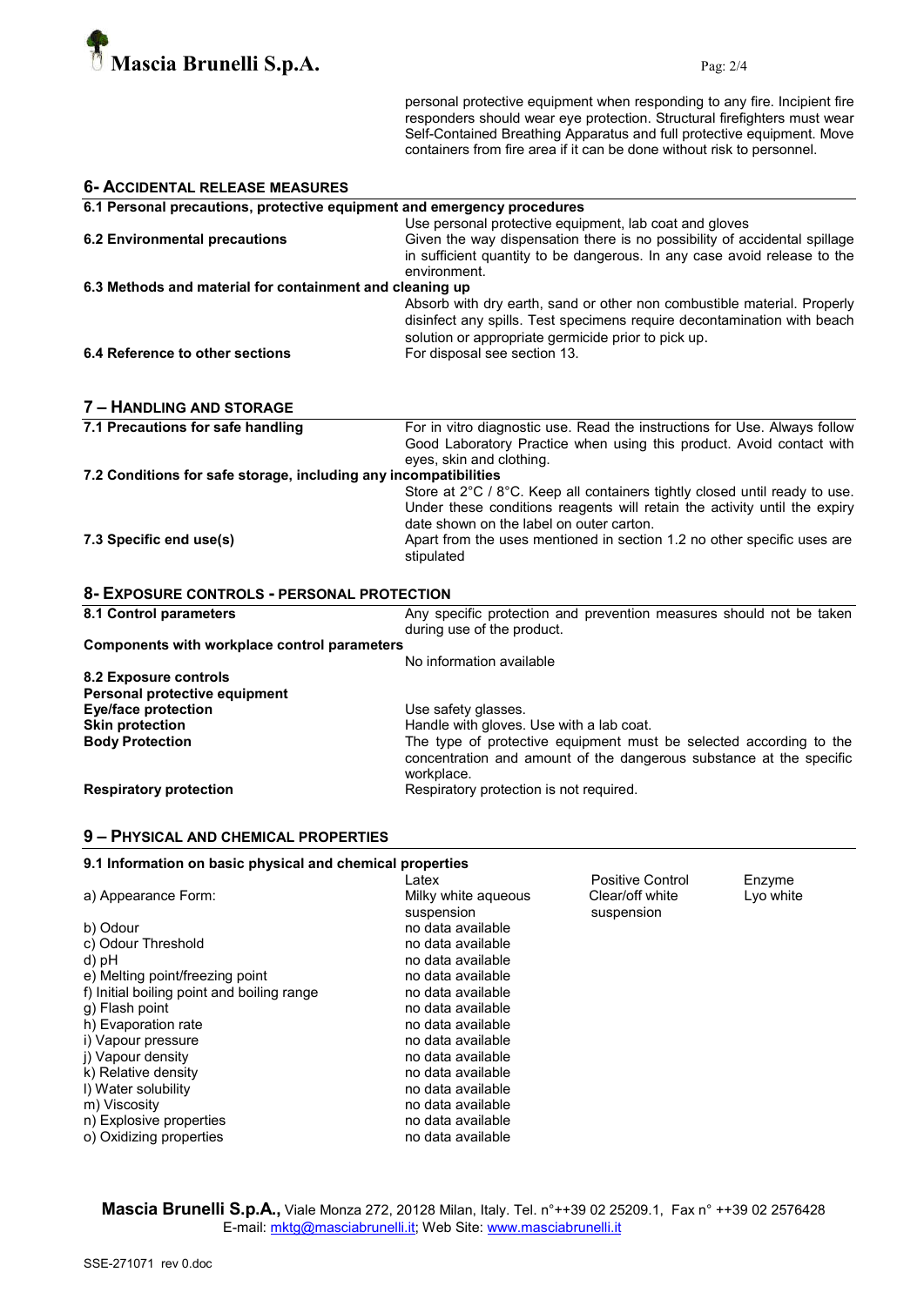personal protective equipment when responding to any fire. Incipient fire responders should wear eye protection. Structural firefighters must wear Self-Contained Breathing Apparatus and full protective equipment. Move containers from fire area if it can be done without risk to personnel.

## 6- ACCIDENTAL RELEASE MEASURES

**6.1 Personal precautions, protective equipment and emergency procedures**

Use personal protective equipment, lab coat and gloves

**6.2 Environmental precautions**

Given the way dispensation there is no possibility of accidental spillage in sufficient quantity to be dangerous. In any case avoid release to the environment.

**6.3 Methods and material for containment and cleaning up**

Absorb with dry earth, sand or other non combustible material. Properly disinfect any spills. Test specimens require decontamination with beach solution or appropriate germicide prior to pick up.

**6.4 Reference to other sections**

For disposal see section 13.

## 7 – HANDLING AND STORAGE

**7.1 Precautions for safe handling**

For in vitro diagnostic use. Read the instructions for Use. Always follow Good Laboratory Practice when using this product. Avoid contact with eyes, skin and clothing.

**7.2 Conditions for safe storage, including any incompatibilities**

Store at 2°C / 8°C. Keep all containers tightly closed until ready to use. Under these conditions reagents will retain the activity until the expiry date shown on the label on outer carton.

**7.3 Specific end use(s)**

Apart from the uses mentioned in section 1.2 no other specific uses are stipulated

## 8- EXPOSURE CONTROLS - PERSONAL PROTECTION

**8.1 Control parameters**

Any specific protection and prevention measures should not be taken during use of the product.

**Components with workplace control parameters**

No information available

**8.2 Exposure controls**

**Personal protective equipment**

**Eye/face protection**: Use safety glasses.

**Skin protection**: Handle with gloves. Use with a lab coat.

**Body Protection**: The type of protective equipment must be selected according to the concentration and amount of the dangerous substance at the specific workplace.

**Respiratory protection**: Respiratory protection is not required.

## 9 – PHYSICAL AND CHEMICAL PROPERTIES

**9.1 Information on basic physical and chemical properties**

| | Latex | Positive Control | Enzyme |
|---|---|---|---|
| a) Appearance Form: | Milky white aqueous suspension | Clear/off white suspension | Lyo white |
| b) Odour | no data available | | |
| c) Odour Threshold | no data available | | |
| d) pH | no data available | | |
| e) Melting point/freezing point | no data available | | |
| f) Initial boiling point and boiling range | no data available | | |
| g) Flash point | no data available | | |
| h) Evaporation rate | no data available | | |
| i) Vapour pressure | no data available | | |
| j) Vapour density | no data available | | |
| k) Relative density | no data available | | |
| l) Water solubility | no data available | | |
| m) Viscosity | no data available | | |
| n) Explosive properties | no data available | | |
| o) Oxidizing properties | no data available | | |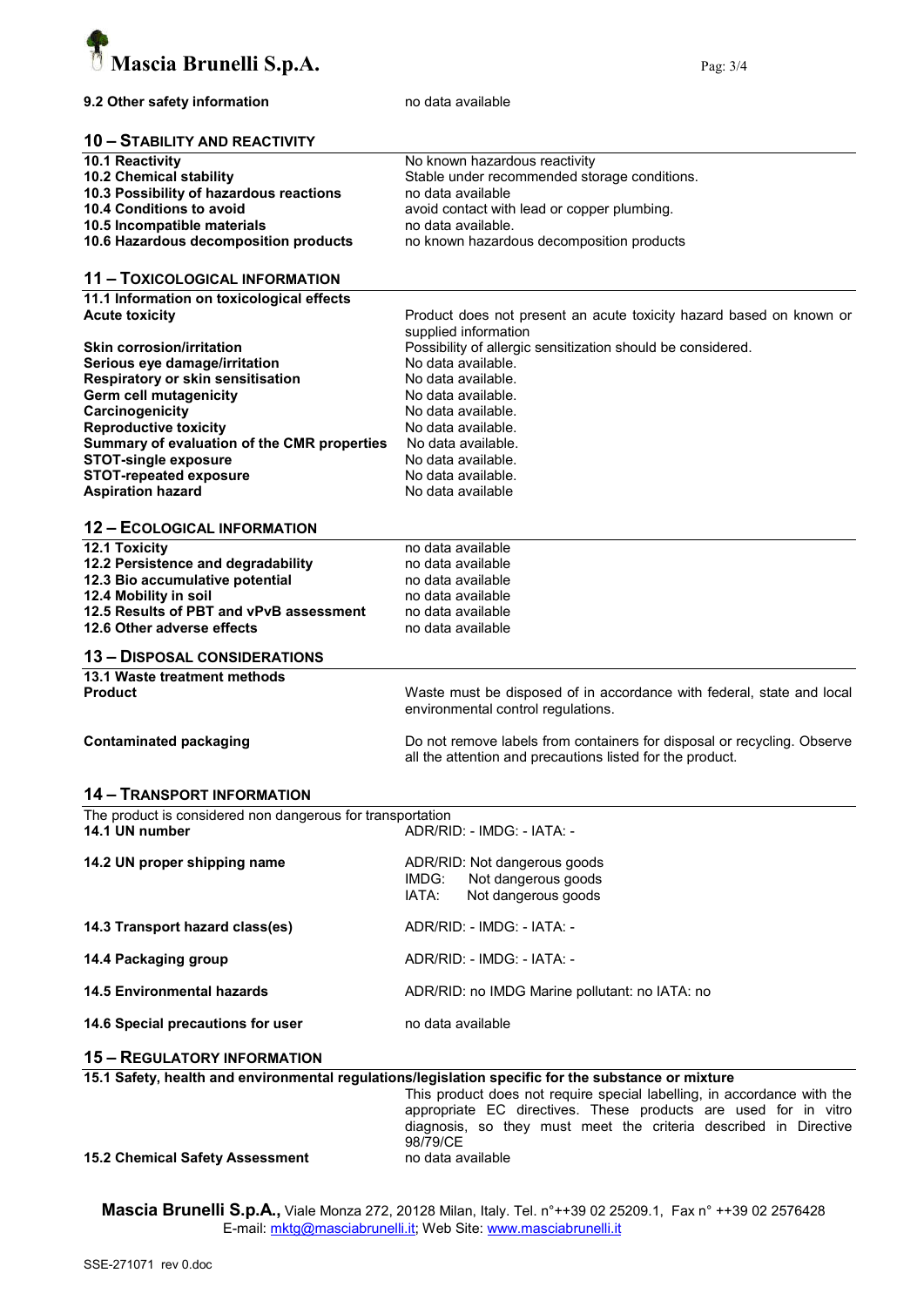| | |
|---|---|
| **9.2 Other safety information** | no data available |

## 10 – STABILITY AND REACTIVITY

| | |
|---|---|
| **10.1 Reactivity** | No known hazardous reactivity |
| **10.2 Chemical stability** | Stable under recommended storage conditions. |
| **10.3 Possibility of hazardous reactions** | no data available |
| **10.4 Conditions to avoid** | avoid contact with lead or copper plumbing. |
| **10.5 Incompatible materials** | no data available. |
| **10.6 Hazardous decomposition products** | no known hazardous decomposition products |

## 11 – TOXICOLOGICAL INFORMATION

| | |
|---|---|
| **11.1 Information on toxicological effects** | |
| **Acute toxicity** | Product does not present an acute toxicity hazard based on known or supplied information |
| **Skin corrosion/irritation** | Possibility of allergic sensitization should be considered. |
| **Serious eye damage/irritation** | No data available. |
| **Respiratory or skin sensitisation** | No data available. |
| **Germ cell mutagenicity** | No data available. |
| **Carcinogenicity** | No data available. |
| **Reproductive toxicity** | No data available. |
| **Summary of evaluation of the CMR properties** | No data available. |
| **STOT-single exposure** | No data available. |
| **STOT-repeated exposure** | No data available. |
| **Aspiration hazard** | No data available |

## 12 – ECOLOGICAL INFORMATION

| | |
|---|---|
| **12.1 Toxicity** | no data available |
| **12.2 Persistence and degradability** | no data available |
| **12.3 Bio accumulative potential** | no data available |
| **12.4 Mobility in soil** | no data available |
| **12.5 Results of PBT and vPvB assessment** | no data available |
| **12.6 Other adverse effects** | no data available |

## 13 – DISPOSAL CONSIDERATIONS

| | |
|---|---|
| **13.1 Waste treatment methods** | |
| **Product** | Waste must be disposed of in accordance with federal, state and local environmental control regulations. |
| **Contaminated packaging** | Do not remove labels from containers for disposal or recycling. Observe all the attention and precautions listed for the product. |

## 14 – TRANSPORT INFORMATION

The product is considered non dangerous for transportation

| | |
|---|---|
| **14.1 UN number** | ADR/RID: - IMDG: - IATA: - |
| **14.2 UN proper shipping name** | ADR/RID: Not dangerous goods<br>IMDG: Not dangerous goods<br>IATA: Not dangerous goods |
| **14.3 Transport hazard class(es)** | ADR/RID: - IMDG: - IATA: - |
| **14.4 Packaging group** | ADR/RID: - IMDG: - IATA: - |
| **14.5 Environmental hazards** | ADR/RID: no IMDG Marine pollutant: no IATA: no |
| **14.6 Special precautions for user** | no data available |

## 15 – REGULATORY INFORMATION

**15.1 Safety, health and environmental regulations/legislation specific for the substance or mixture**

This product does not require special labelling, in accordance with the appropriate EC directives. These products are used for in vitro diagnosis, so they must meet the criteria described in Directive 98/79/CE

| | |
|---|---|
| **15.2 Chemical Safety Assessment** | no data available |

**Mascia Brunelli S.p.A.,** Viale Monza 272, 20128 Milan, Italy. Tel. n°++39 02 25209.1, Fax n° ++39 02 2576428
E-mail: mktg@masciabrunelli.it; Web Site: www.masciabrunelli.it

SSE-271071 rev 0.doc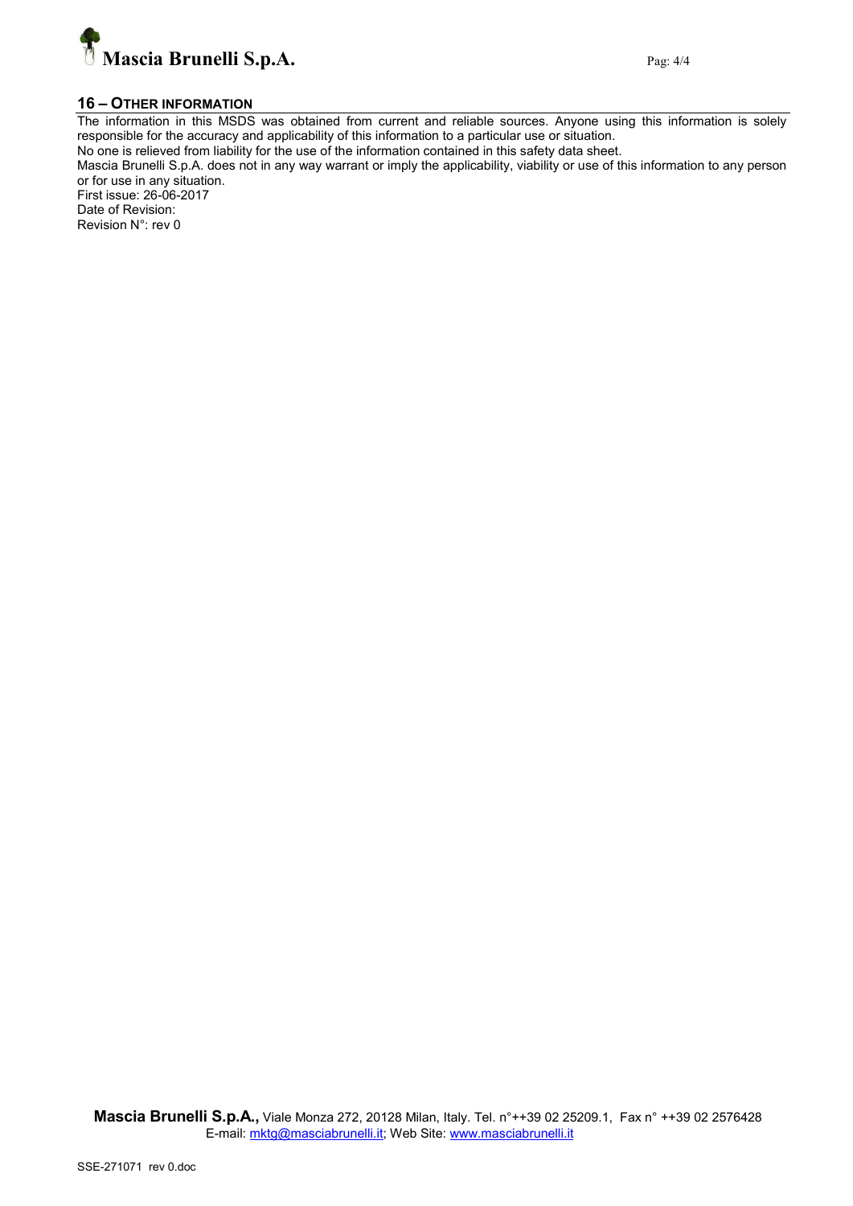## 16 – OTHER INFORMATION

The information in this MSDS was obtained from current and reliable sources. Anyone using this information is solely responsible for the accuracy and applicability of this information to a particular use or situation.
No one is relieved from liability for the use of the information contained in this safety data sheet.
Mascia Brunelli S.p.A. does not in any way warrant or imply the applicability, viability or use of this information to any person or for use in any situation.
First issue: 26-06-2017
Date of Revision:
Revision N°: rev 0